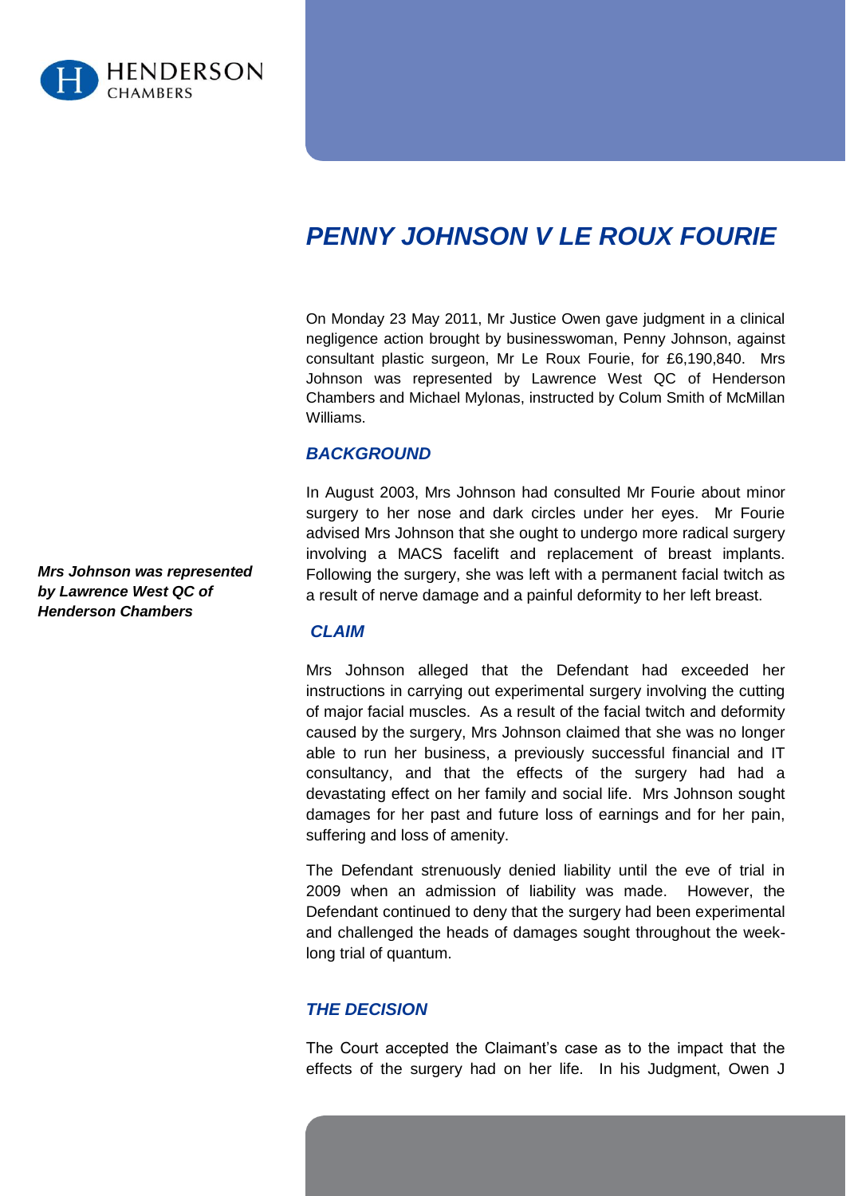# PENNY JOHNSON V LE ROUX FOURIE

On Monday 23 May 2011, Mr Justice Owen gave judgment in a clinical negligence action brought by businesswoman, Penny Johnson, against consultant plastic surgeon, Mr Le Roux Fourie, for £6,190,840. Mrs Johnson was represented by Lawrence West QC of Henderson Chambers and Michael Mylonas, instructed by Colum Smith of McMillan Williams.

***Mrs Johnson was represented by Lawrence West QC of Henderson Chambers***

## BACKGROUND

In August 2003, Mrs Johnson had consulted Mr Fourie about minor surgery to her nose and dark circles under her eyes. Mr Fourie advised Mrs Johnson that she ought to undergo more radical surgery involving a MACS facelift and replacement of breast implants. Following the surgery, she was left with a permanent facial twitch as a result of nerve damage and a painful deformity to her left breast.

## CLAIM

Mrs Johnson alleged that the Defendant had exceeded her instructions in carrying out experimental surgery involving the cutting of major facial muscles. As a result of the facial twitch and deformity caused by the surgery, Mrs Johnson claimed that she was no longer able to run her business, a previously successful financial and IT consultancy, and that the effects of the surgery had had a devastating effect on her family and social life. Mrs Johnson sought damages for her past and future loss of earnings and for her pain, suffering and loss of amenity.

The Defendant strenuously denied liability until the eve of trial in 2009 when an admission of liability was made. However, the Defendant continued to deny that the surgery had been experimental and challenged the heads of damages sought throughout the week-long trial of quantum.

## THE DECISION

The Court accepted the Claimant's case as to the impact that the effects of the surgery had on her life. In his Judgment, Owen J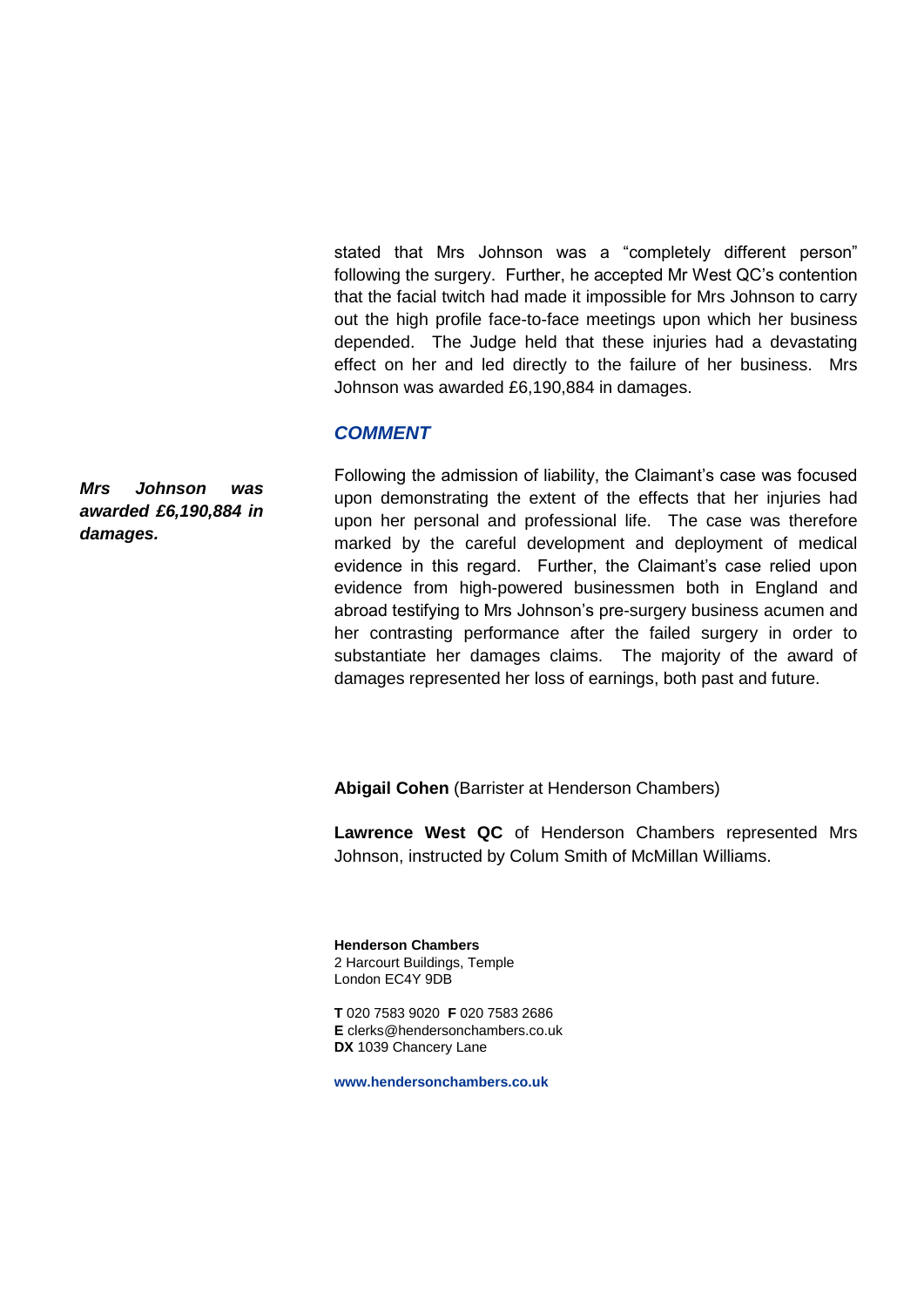stated that Mrs Johnson was a "completely different person" following the surgery. Further, he accepted Mr West QC's contention that the facial twitch had made it impossible for Mrs Johnson to carry out the high profile face-to-face meetings upon which her business depended. The Judge held that these injuries had a devastating effect on her and led directly to the failure of her business. Mrs Johnson was awarded £6,190,884 in damages.

### *COMMENT*

***Mrs Johnson was awarded £6,190,884 in damages.***

Following the admission of liability, the Claimant's case was focused upon demonstrating the extent of the effects that her injuries had upon her personal and professional life. The case was therefore marked by the careful development and deployment of medical evidence in this regard. Further, the Claimant's case relied upon evidence from high-powered businessmen both in England and abroad testifying to Mrs Johnson's pre-surgery business acumen and her contrasting performance after the failed surgery in order to substantiate her damages claims. The majority of the award of damages represented her loss of earnings, both past and future.

**Abigail Cohen** (Barrister at Henderson Chambers)

**Lawrence West QC** of Henderson Chambers represented Mrs Johnson, instructed by Colum Smith of McMillan Williams.

**Henderson Chambers**
2 Harcourt Buildings, Temple
London EC4Y 9DB

**T** 020 7583 9020 **F** 020 7583 2686
**E** clerks@hendersonchambers.co.uk
**DX** 1039 Chancery Lane

**www.hendersonchambers.co.uk**